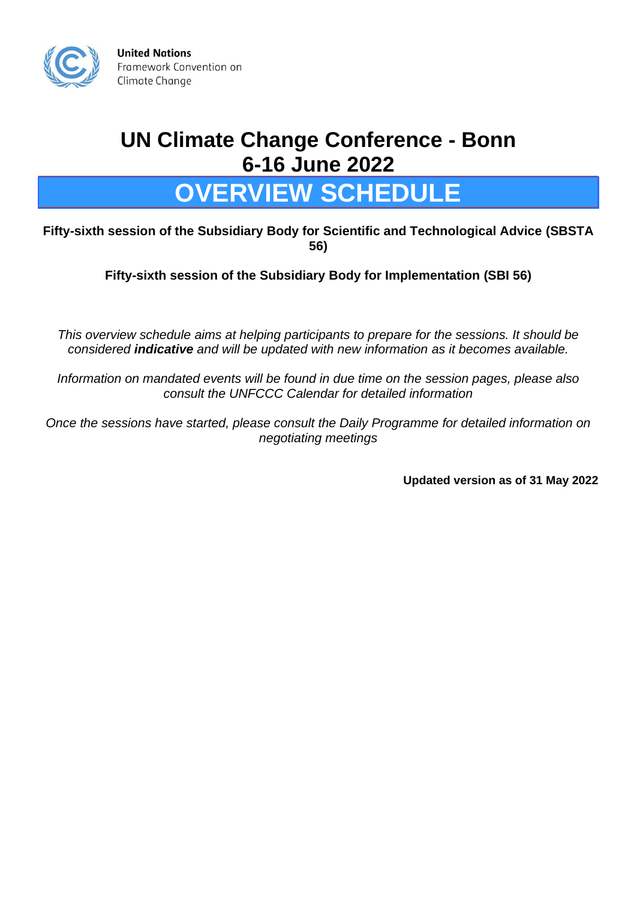United Nations
Framework Convention on
Climate Change

# UN Climate Change Conference - Bonn
# 6-16 June 2022

# OVERVIEW SCHEDULE

**Fifty-sixth session of the Subsidiary Body for Scientific and Technological Advice (SBSTA 56)**

**Fifty-sixth session of the Subsidiary Body for Implementation (SBI 56)**

*This overview schedule aims at helping participants to prepare for the sessions. It should be considered **indicative** and will be updated with new information as it becomes available.*

*Information on mandated events will be found in due time on the session pages, please also consult the UNFCCC Calendar for detailed information*

*Once the sessions have started, please consult the Daily Programme for detailed information on negotiating meetings*

**Updated version as of 31 May 2022**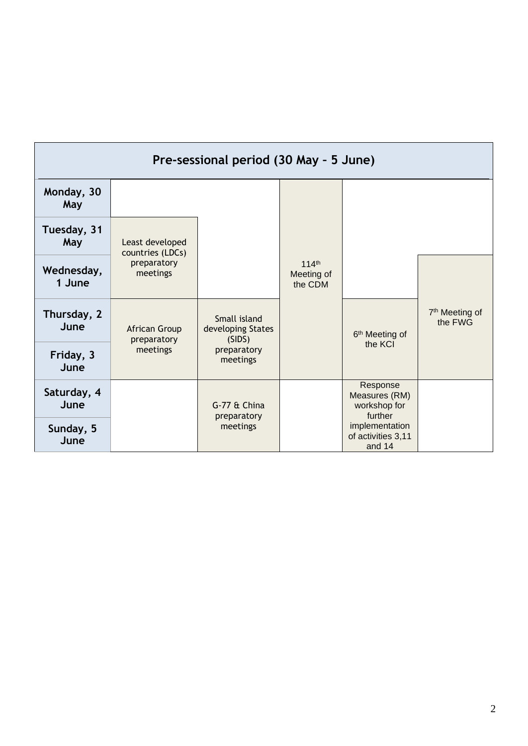| Pre-sessional period (30 May – 5 June) | | | | | |
|---|---|---|---|---|---|
| **Monday, 30 May** | | | 114th Meeting of the CDM | | |
| **Tuesday, 31 May** | Least developed countries (LDCs) preparatory meetings | | 114th Meeting of the CDM | | |
| **Wednesday, 1 June** | Least developed countries (LDCs) preparatory meetings | | 114th Meeting of the CDM | | 7th Meeting of the FWG |
| **Thursday, 2 June** | African Group preparatory meetings | Small island developing States (SIDS) preparatory meetings | 114th Meeting of the CDM | 6th Meeting of the KCI | 7th Meeting of the FWG |
| **Friday, 3 June** | African Group preparatory meetings | Small island developing States (SIDS) preparatory meetings | 114th Meeting of the CDM | 6th Meeting of the KCI | 7th Meeting of the FWG |
| **Saturday, 4 June** | | G-77 & China preparatory meetings | | Response Measures (RM) workshop for further implementation of activities 3,11 and 14 | |
| **Sunday, 5 June** | | G-77 & China preparatory meetings | | Response Measures (RM) workshop for further implementation of activities 3,11 and 14 | |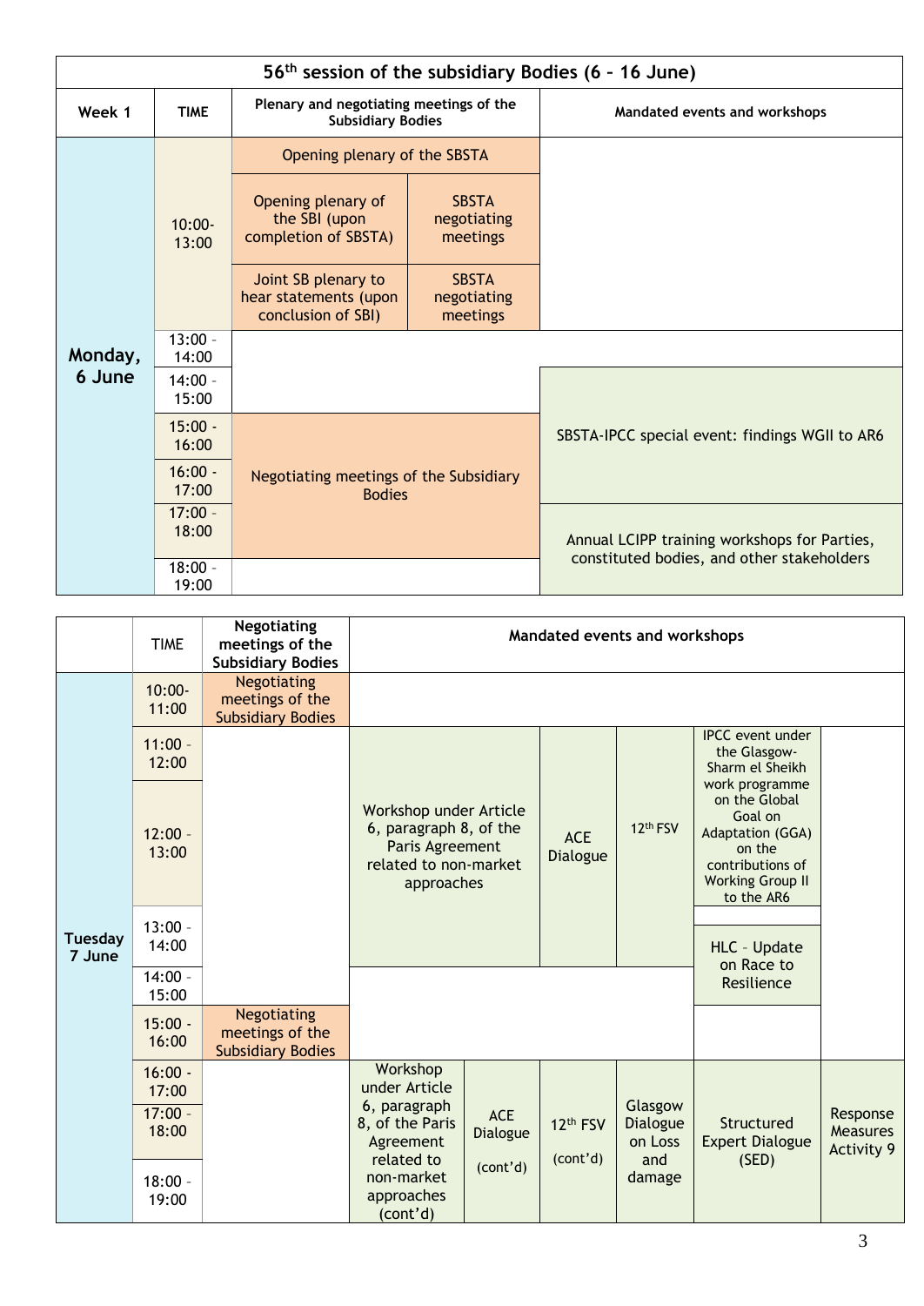## 56th session of the subsidiary Bodies (6 – 16 June)

| Week 1 | TIME | Plenary and negotiating meetings of the Subsidiary Bodies | | Mandated events and workshops |
|---|---|---|---|---|
| Monday, 6 June | 10:00-13:00 | Opening plenary of the SBSTA | | |
| | | Opening plenary of the SBI (upon completion of SBSTA) | SBSTA negotiating meetings | |
| | | Joint SB plenary to hear statements (upon conclusion of SBI) | SBSTA negotiating meetings | |
| | 13:00 - 14:00 | | | |
| | 14:00 - 15:00 | | | SBSTA-IPCC special event: findings WGII to AR6 |
| | 15:00 - 16:00 | Negotiating meetings of the Subsidiary Bodies | | SBSTA-IPCC special event: findings WGII to AR6 |
| | 16:00 - 17:00 | Negotiating meetings of the Subsidiary Bodies | | SBSTA-IPCC special event: findings WGII to AR6 |
| | 17:00 - 18:00 | Negotiating meetings of the Subsidiary Bodies | | Annual LCIPP training workshops for Parties, constituted bodies, and other stakeholders |
| | 18:00 - 19:00 | | | Annual LCIPP training workshops for Parties, constituted bodies, and other stakeholders |

| | TIME | Negotiating meetings of the Subsidiary Bodies | Mandated events and workshops | | | | | |
|---|---|---|---|---|---|---|---|---|
| Tuesday 7 June | 10:00-11:00 | Negotiating meetings of the Subsidiary Bodies | | | | | | |
| | 11:00 - 12:00 | | Workshop under Article 6, paragraph 8, of the Paris Agreement related to non-market approaches | | ACE Dialogue | 12th FSV | | IPCC event under the Glasgow-Sharm el Sheikh work programme on the Global Goal on Adaptation (GGA) on the contributions of Working Group II to the AR6 | |
| | 12:00 - 13:00 | | Workshop under Article 6, paragraph 8, of the Paris Agreement related to non-market approaches | | ACE Dialogue | 12th FSV | | IPCC event under the Glasgow-Sharm el Sheikh work programme on the Global Goal on Adaptation (GGA) on the contributions of Working Group II to the AR6 | |
| | 13:00 - 14:00 | | Workshop under Article 6, paragraph 8, of the Paris Agreement related to non-market approaches | | ACE Dialogue | 12th FSV | | HLC – Update on Race to Resilience | |
| | 14:00 - 15:00 | | | | | | | HLC – Update on Race to Resilience | |
| | 15:00 - 16:00 | Negotiating meetings of the Subsidiary Bodies | | | | | | | |
| | 16:00 - 17:00 | | Workshop under Article 6, paragraph 8, of the Paris Agreement related to non-market approaches (cont'd) | ACE Dialogue (cont'd) | 12th FSV (cont'd) | Glasgow Dialogue on Loss and damage | | Structured Expert Dialogue (SED) | Response Measures Activity 9 |
| | 17:00 - 18:00 | | Workshop under Article 6, paragraph 8, of the Paris Agreement related to non-market approaches (cont'd) | ACE Dialogue (cont'd) | 12th FSV (cont'd) | Glasgow Dialogue on Loss and damage | | Structured Expert Dialogue (SED) | Response Measures Activity 9 |
| | 18:00 - 19:00 | | Workshop under Article 6, paragraph 8, of the Paris Agreement related to non-market approaches (cont'd) | ACE Dialogue (cont'd) | 12th FSV (cont'd) | Glasgow Dialogue on Loss and damage | | Structured Expert Dialogue (SED) | Response Measures Activity 9 |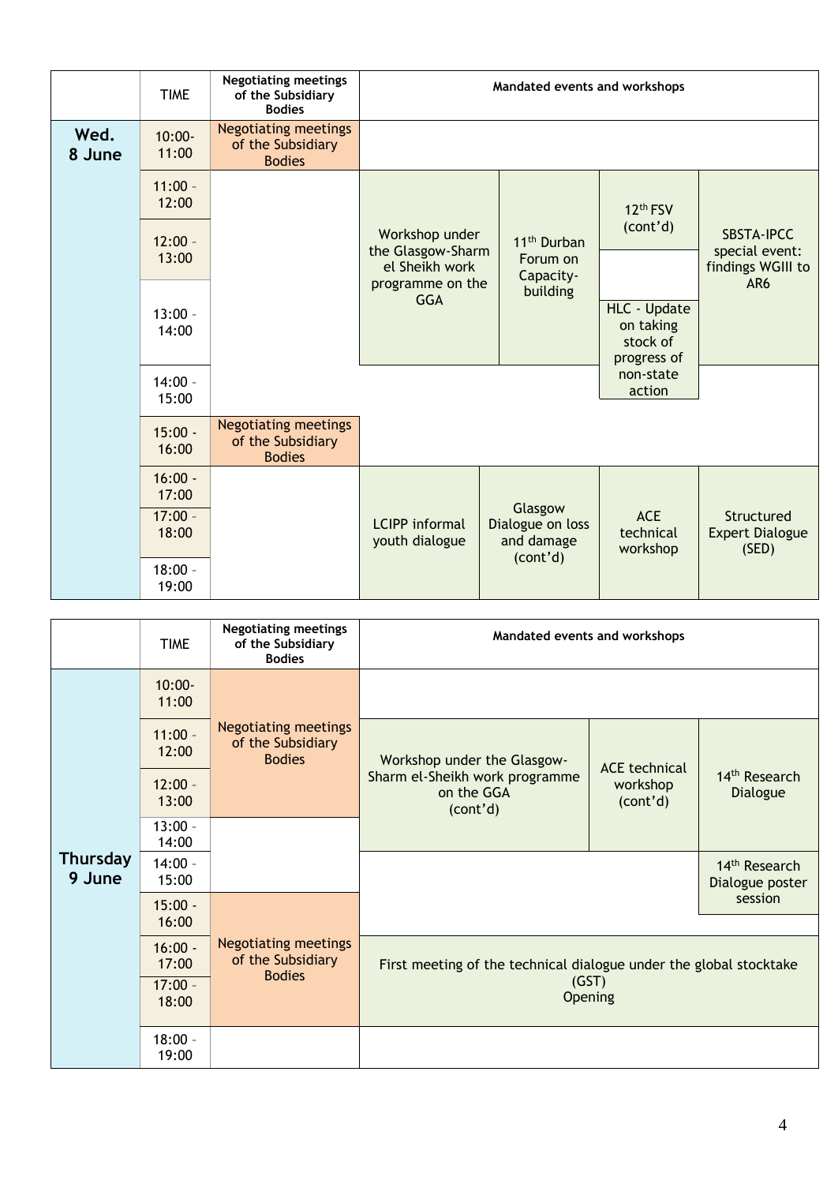| | TIME | Negotiating meetings of the Subsidiary Bodies | Mandated events and workshops | | | |
|---|---|---|---|---|---|---|
| **Wed. 8 June** | 10:00-11:00 | Negotiating meetings of the Subsidiary Bodies | | | | |
| | 11:00 - 12:00 | | Workshop under the Glasgow-Sharm el Sheikh work programme on the GGA | 11th Durban Forum on Capacity-building | 12th FSV (cont'd) | SBSTA-IPCC special event: findings WGIII to AR6 |
| | 12:00 - 13:00 | | | | | |
| | 13:00 - 14:00 | | | | HLC - Update on taking stock of progress of non-state action | |
| | 14:00 - 15:00 | | | | | |
| | 15:00 - 16:00 | Negotiating meetings of the Subsidiary Bodies | | | | |
| | 16:00 - 17:00 | | LCIPP informal youth dialogue | Glasgow Dialogue on loss and damage (cont'd) | ACE technical workshop | Structured Expert Dialogue (SED) |
| | 17:00 - 18:00 | | | | | |
| | 18:00 - 19:00 | | | | | |

| | TIME | Negotiating meetings of the Subsidiary Bodies | Mandated events and workshops | | |
|---|---|---|---|---|---|
| **Thursday 9 June** | 10:00-11:00 | Negotiating meetings of the Subsidiary Bodies | | | |
| | 11:00 - 12:00 | | Workshop under the Glasgow-Sharm el-Sheikh work programme on the GGA (cont'd) | ACE technical workshop (cont'd) | 14th Research Dialogue |
| | 12:00 - 13:00 | | | | |
| | 13:00 - 14:00 | | | | |
| | 14:00 - 15:00 | | | | 14th Research Dialogue poster session |
| | 15:00 - 16:00 | Negotiating meetings of the Subsidiary Bodies | | | |
| | 16:00 - 17:00 | | First meeting of the technical dialogue under the global stocktake (GST) Opening | | |
| | 17:00 - 18:00 | | | | |
| | 18:00 - 19:00 | | | | |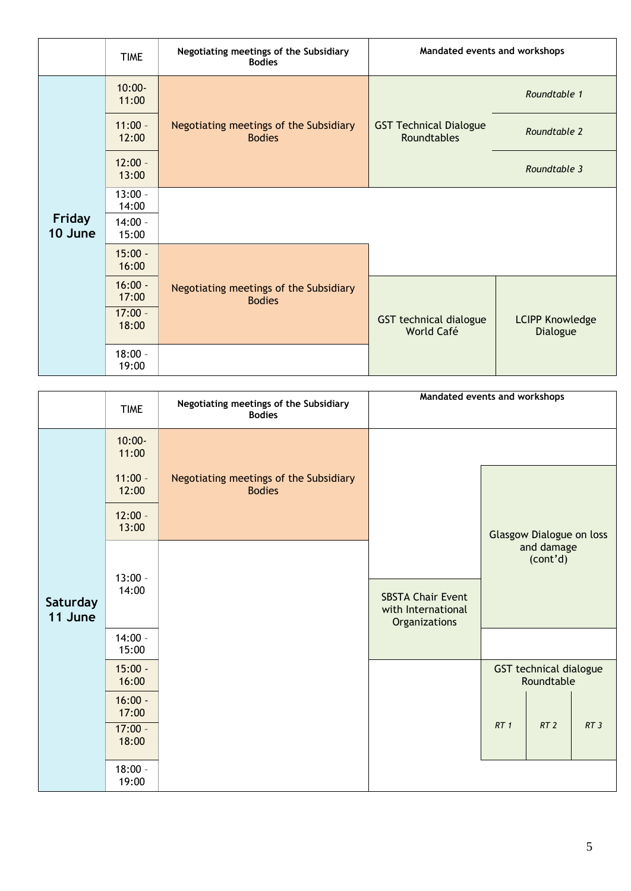| | TIME | Negotiating meetings of the Subsidiary Bodies | Mandated events and workshops | |
|---|---|---|---|---|
| **Friday 10 June** | 10:00-11:00 | Negotiating meetings of the Subsidiary Bodies | GST Technical Dialogue Roundtables | *Roundtable 1* |
| | 11:00 - 12:00 | | | *Roundtable 2* |
| | 12:00 - 13:00 | | | *Roundtable 3* |
| | 13:00 - 14:00 | | | |
| | 14:00 - 15:00 | | | |
| | 15:00 - 16:00 | Negotiating meetings of the Subsidiary Bodies | | |
| | 16:00 - 17:00 | | GST technical dialogue World Café | LCIPP Knowledge Dialogue |
| | 17:00 - 18:00 | | | |
| | 18:00 - 19:00 | | | |

| | TIME | Negotiating meetings of the Subsidiary Bodies | Mandated events and workshops | | | |
|---|---|---|---|---|---|---|
| **Saturday 11 June** | 10:00-11:00 | Negotiating meetings of the Subsidiary Bodies | | | | |
| | 11:00 - 12:00 | | | Glasgow Dialogue on loss and damage (cont'd) | | |
| | 12:00 - 13:00 | | | | | |
| | 13:00 - 14:00 | | SBSTA Chair Event with International Organizations | | | |
| | 14:00 - 15:00 | | | | | |
| | 15:00 - 16:00 | | | GST technical dialogue Roundtable | | |
| | 16:00 - 17:00 | | | *RT 1* | *RT 2* | *RT 3* |
| | 17:00 - 18:00 | | | | | |
| | 18:00 - 19:00 | | | | | |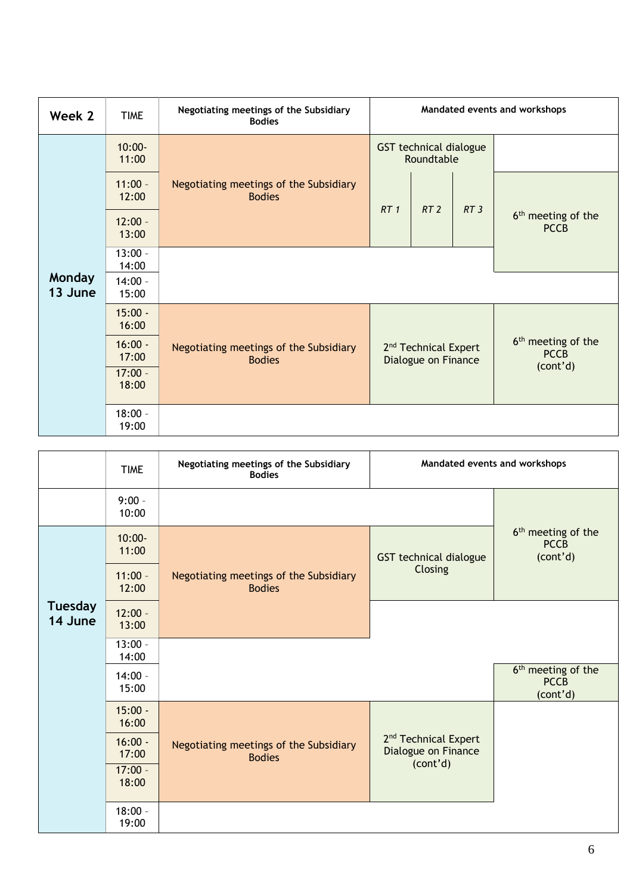| Week 2 | TIME | Negotiating meetings of the Subsidiary Bodies | Mandated events and workshops | | | |
|---|---|---|---|---|---|---|
| **Monday 13 June** | 10:00-11:00 | Negotiating meetings of the Subsidiary Bodies | GST technical dialogue Roundtable | | | |
| | 11:00 - 12:00 | | *RT 1* | *RT 2* | *RT 3* | 6th meeting of the PCCB |
| | 12:00 - 13:00 | | | | | |
| | 13:00 - 14:00 | | | | | |
| | 14:00 - 15:00 | | | | | |
| | 15:00 - 16:00 | Negotiating meetings of the Subsidiary Bodies | 2nd Technical Expert Dialogue on Finance | | | 6th meeting of the PCCB (cont'd) |
| | 16:00 - 17:00 | | | | | |
| | 17:00 - 18:00 | | | | | |
| | 18:00 - 19:00 | | | | | |

| | TIME | Negotiating meetings of the Subsidiary Bodies | Mandated events and workshops | |
|---|---|---|---|---|
| | 9:00 - 10:00 | | | 6th meeting of the PCCB (cont'd) |
| **Tuesday 14 June** | 10:00-11:00 | Negotiating meetings of the Subsidiary Bodies | GST technical dialogue Closing | |
| | 11:00 - 12:00 | | | |
| | 12:00 - 13:00 | | | |
| | 13:00 - 14:00 | | | |
| | 14:00 - 15:00 | | | 6th meeting of the PCCB (cont'd) |
| | 15:00 - 16:00 | Negotiating meetings of the Subsidiary Bodies | 2nd Technical Expert Dialogue on Finance (cont'd) | |
| | 16:00 - 17:00 | | | |
| | 17:00 - 18:00 | | | |
| | 18:00 - 19:00 | | | |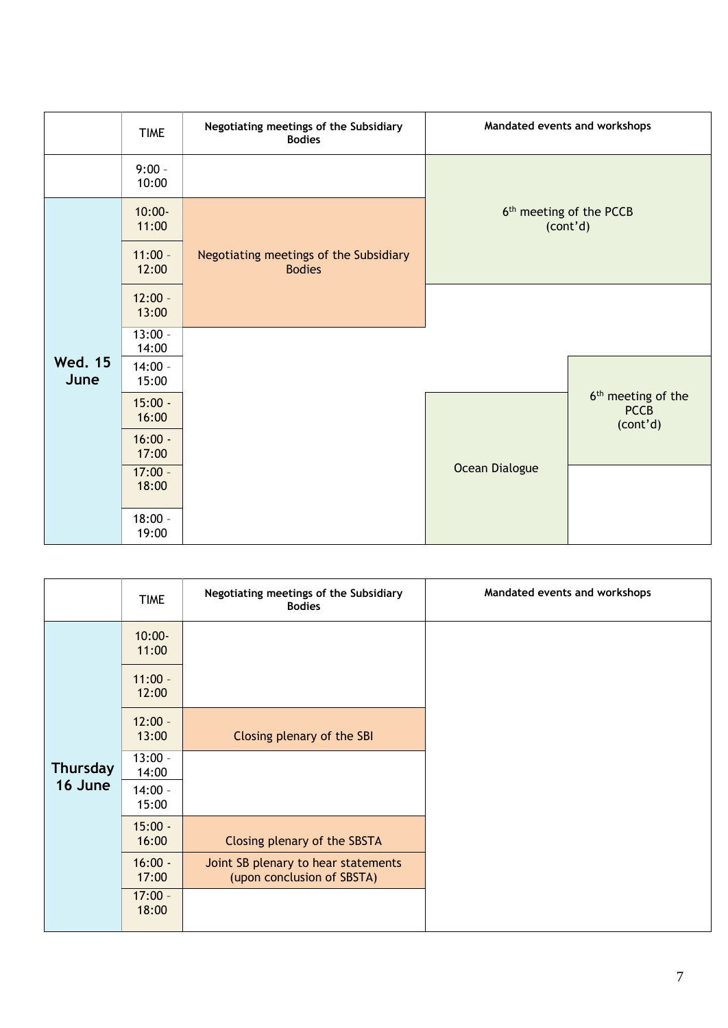| | TIME | Negotiating meetings of the Subsidiary Bodies | Mandated events and workshops | |
|---|---|---|---|---|
| | 9:00 - 10:00 | | 6th meeting of the PCCB (cont'd) | |
| Wed. 15 June | 10:00-11:00 | Negotiating meetings of the Subsidiary Bodies | 6th meeting of the PCCB (cont'd) | |
| | 11:00 - 12:00 | Negotiating meetings of the Subsidiary Bodies | 6th meeting of the PCCB (cont'd) | |
| | 12:00 - 13:00 | Negotiating meetings of the Subsidiary Bodies | | |
| | 13:00 - 14:00 | | | |
| | 14:00 - 15:00 | | | 6th meeting of the PCCB (cont'd) |
| | 15:00 - 16:00 | | Ocean Dialogue | 6th meeting of the PCCB (cont'd) |
| | 16:00 - 17:00 | | Ocean Dialogue | 6th meeting of the PCCB (cont'd) |
| | 17:00 - 18:00 | | Ocean Dialogue | |
| | 18:00 - 19:00 | | Ocean Dialogue | |

| | TIME | Negotiating meetings of the Subsidiary Bodies | Mandated events and workshops |
|---|---|---|---|
| Thursday 16 June | 10:00-11:00 | | |
| | 11:00 - 12:00 | | |
| | 12:00 - 13:00 | Closing plenary of the SBI | |
| | 13:00 - 14:00 | | |
| | 14:00 - 15:00 | | |
| | 15:00 - 16:00 | Closing plenary of the SBSTA | |
| | 16:00 - 17:00 | Joint SB plenary to hear statements (upon conclusion of SBSTA) | |
| | 17:00 - 18:00 | | |